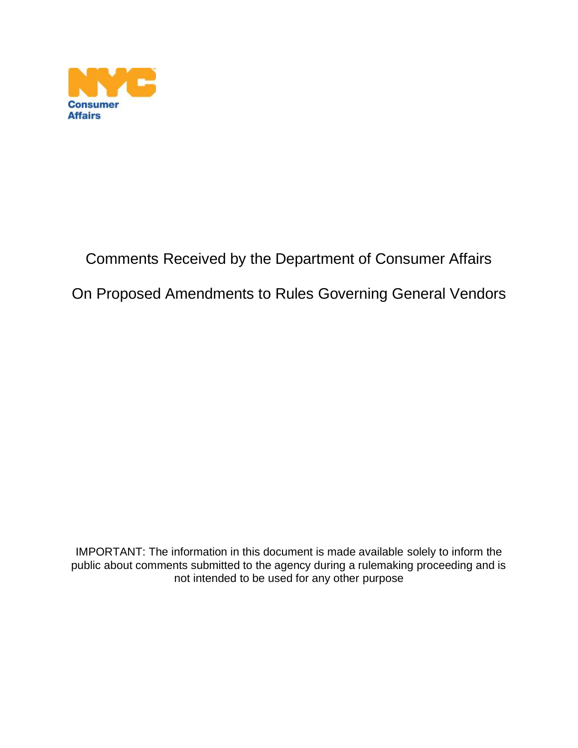NYC Consumer Affairs

# Comments Received by the Department of Consumer Affairs

# On Proposed Amendments to Rules Governing General Vendors

IMPORTANT: The information in this document is made available solely to inform the public about comments submitted to the agency during a rulemaking proceeding and is not intended to be used for any other purpose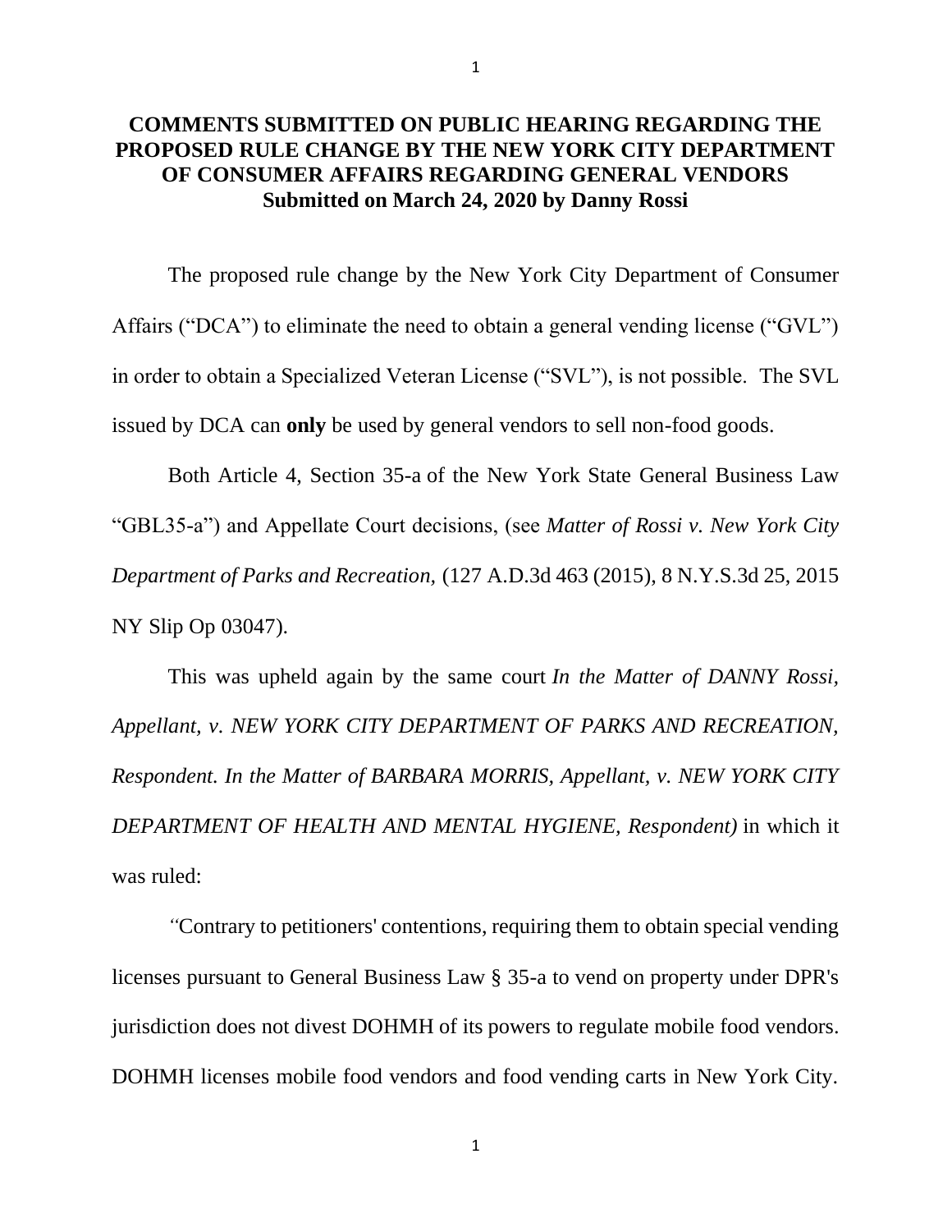# COMMENTS SUBMITTED ON PUBLIC HEARING REGARDING THE PROPOSED RULE CHANGE BY THE NEW YORK CITY DEPARTMENT OF CONSUMER AFFAIRS REGARDING GENERAL VENDORS

**Submitted on March 24, 2020 by Danny Rossi**

The proposed rule change by the New York City Department of Consumer Affairs ("DCA") to eliminate the need to obtain a general vending license ("GVL") in order to obtain a Specialized Veteran License ("SVL"), is not possible. The SVL issued by DCA can **only** be used by general vendors to sell non-food goods.

Both Article 4, Section 35-a of the New York State General Business Law "GBL35-a") and Appellate Court decisions, (see *Matter of Rossi v. New York City Department of Parks and Recreation,* (127 A.D.3d 463 (2015), 8 N.Y.S.3d 25, 2015 NY Slip Op 03047).

This was upheld again by the same court *In the Matter of DANNY Rossi, Appellant, v. NEW YORK CITY DEPARTMENT OF PARKS AND RECREATION, Respondent. In the Matter of BARBARA MORRIS, Appellant, v. NEW YORK CITY DEPARTMENT OF HEALTH AND MENTAL HYGIENE, Respondent)* in which it was ruled:

*"*Contrary to petitioners' contentions, requiring them to obtain special vending licenses pursuant to General Business Law § 35-a to vend on property under DPR's jurisdiction does not divest DOHMH of its powers to regulate mobile food vendors. DOHMH licenses mobile food vendors and food vending carts in New York City.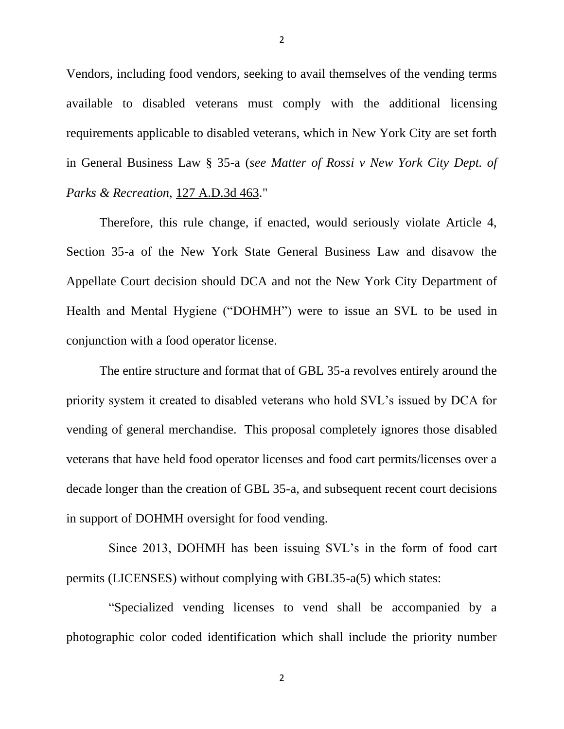Vendors, including food vendors, seeking to avail themselves of the vending terms available to disabled veterans must comply with the additional licensing requirements applicable to disabled veterans, which in New York City are set forth in General Business Law § 35-a (*see Matter of Rossi v New York City Dept. of Parks & Recreation*, 127 A.D.3d 463."

Therefore, this rule change, if enacted, would seriously violate Article 4, Section 35-a of the New York State General Business Law and disavow the Appellate Court decision should DCA and not the New York City Department of Health and Mental Hygiene ("DOHMH") were to issue an SVL to be used in conjunction with a food operator license.

The entire structure and format that of GBL 35-a revolves entirely around the priority system it created to disabled veterans who hold SVL's issued by DCA for vending of general merchandise. This proposal completely ignores those disabled veterans that have held food operator licenses and food cart permits/licenses over a decade longer than the creation of GBL 35-a, and subsequent recent court decisions in support of DOHMH oversight for food vending.

Since 2013, DOHMH has been issuing SVL's in the form of food cart permits (LICENSES) without complying with GBL35-a(5) which states:

"Specialized vending licenses to vend shall be accompanied by a photographic color coded identification which shall include the priority number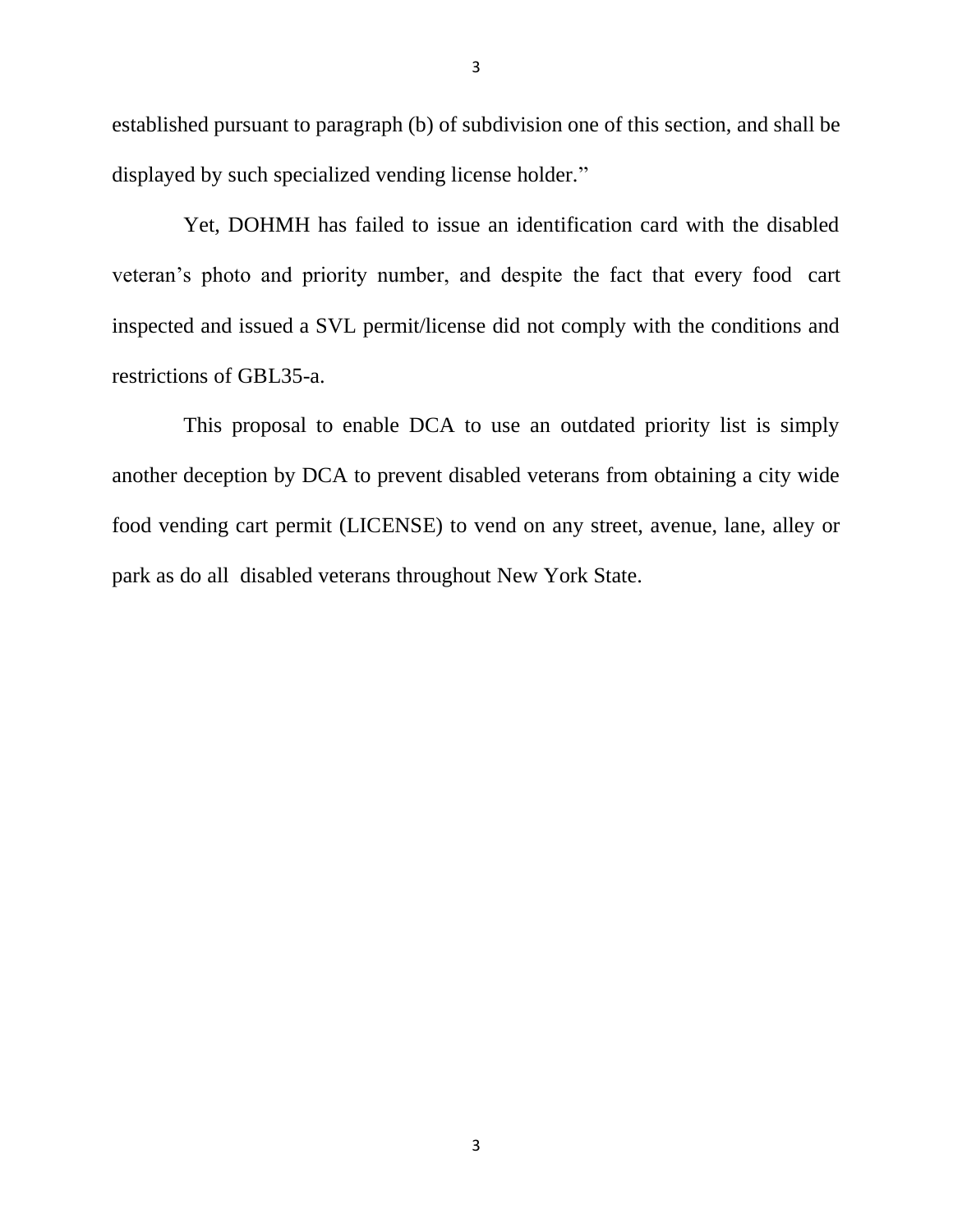established pursuant to paragraph (b) of subdivision one of this section, and shall be displayed by such specialized vending license holder."

Yet, DOHMH has failed to issue an identification card with the disabled veteran's photo and priority number, and despite the fact that every food cart inspected and issued a SVL permit/license did not comply with the conditions and restrictions of GBL35-a.

This proposal to enable DCA to use an outdated priority list is simply another deception by DCA to prevent disabled veterans from obtaining a city wide food vending cart permit (LICENSE) to vend on any street, avenue, lane, alley or park as do all disabled veterans throughout New York State.